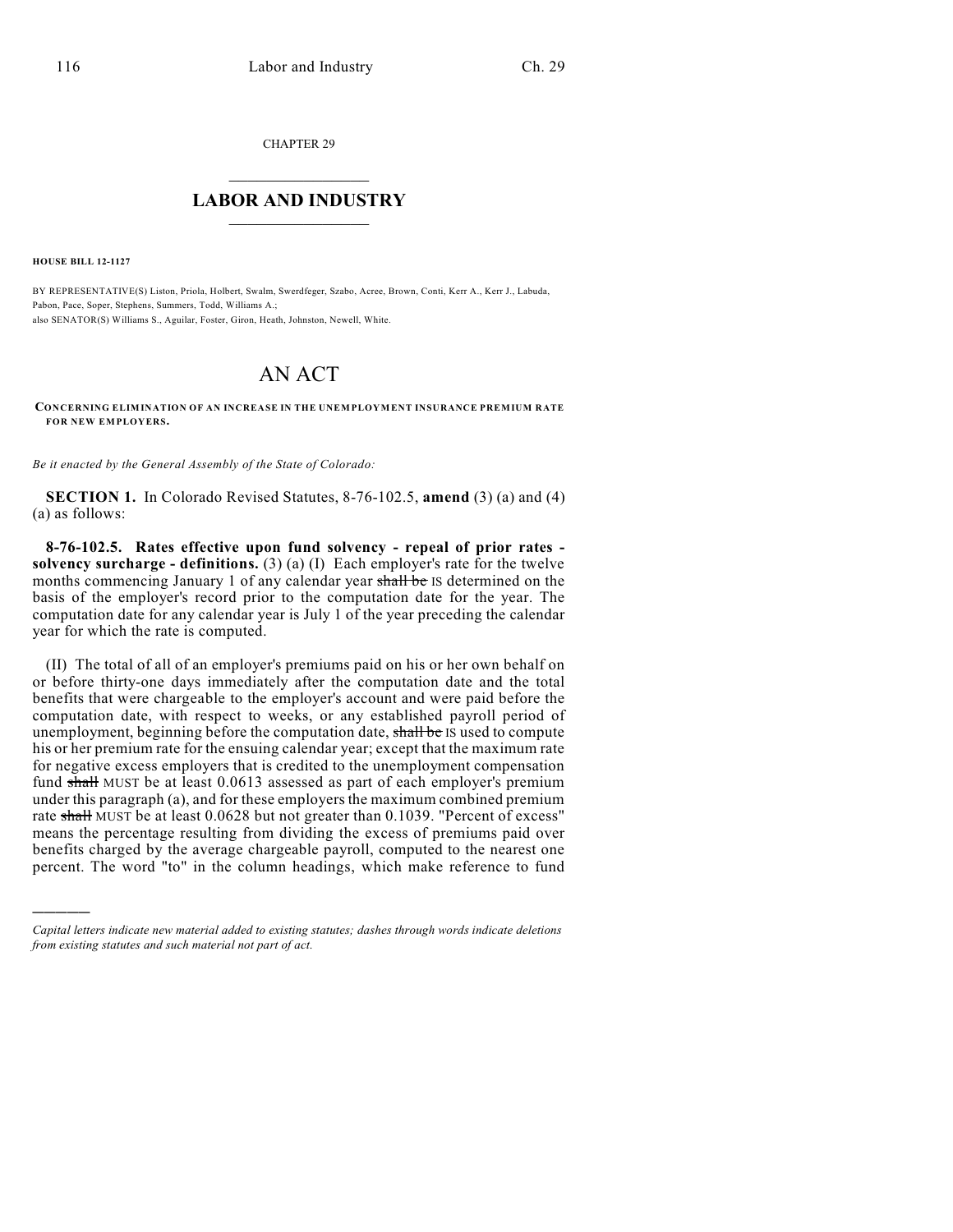CHAPTER 29

# LABOR AND INDUSTRY

**HOUSE BILL 12-1127**

BY REPRESENTATIVE(S) Liston, Priola, Holbert, Swalm, Swerdfeger, Szabo, Acree, Brown, Conti, Kerr A., Kerr J., Labuda, Pabon, Pace, Soper, Stephens, Summers, Todd, Williams A.;
also SENATOR(S) Williams S., Aguilar, Foster, Giron, Heath, Johnston, Newell, White.

# AN ACT

**CONCERNING ELIMINATION OF AN INCREASE IN THE UNEMPLOYMENT INSURANCE PREMIUM RATE FOR NEW EMPLOYERS.**

*Be it enacted by the General Assembly of the State of Colorado:*

**SECTION 1.** In Colorado Revised Statutes, 8-76-102.5, **amend** (3) (a) and (4) (a) as follows:

**8-76-102.5. Rates effective upon fund solvency - repeal of prior rates - solvency surcharge - definitions.** (3) (a) (I) Each employer's rate for the twelve months commencing January 1 of any calendar year ~~shall be~~ IS determined on the basis of the employer's record prior to the computation date for the year. The computation date for any calendar year is July 1 of the year preceding the calendar year for which the rate is computed.

(II) The total of all of an employer's premiums paid on his or her own behalf on or before thirty-one days immediately after the computation date and the total benefits that were chargeable to the employer's account and were paid before the computation date, with respect to weeks, or any established payroll period of unemployment, beginning before the computation date, ~~shall be~~ IS used to compute his or her premium rate for the ensuing calendar year; except that the maximum rate for negative excess employers that is credited to the unemployment compensation fund ~~shall~~ MUST be at least 0.0613 assessed as part of each employer's premium under this paragraph (a), and for these employers the maximum combined premium rate ~~shall~~ MUST be at least 0.0628 but not greater than 0.1039. "Percent of excess" means the percentage resulting from dividing the excess of premiums paid over benefits charged by the average chargeable payroll, computed to the nearest one percent. The word "to" in the column headings, which make reference to fund

---

*Capital letters indicate new material added to existing statutes; dashes through words indicate deletions from existing statutes and such material not part of act.*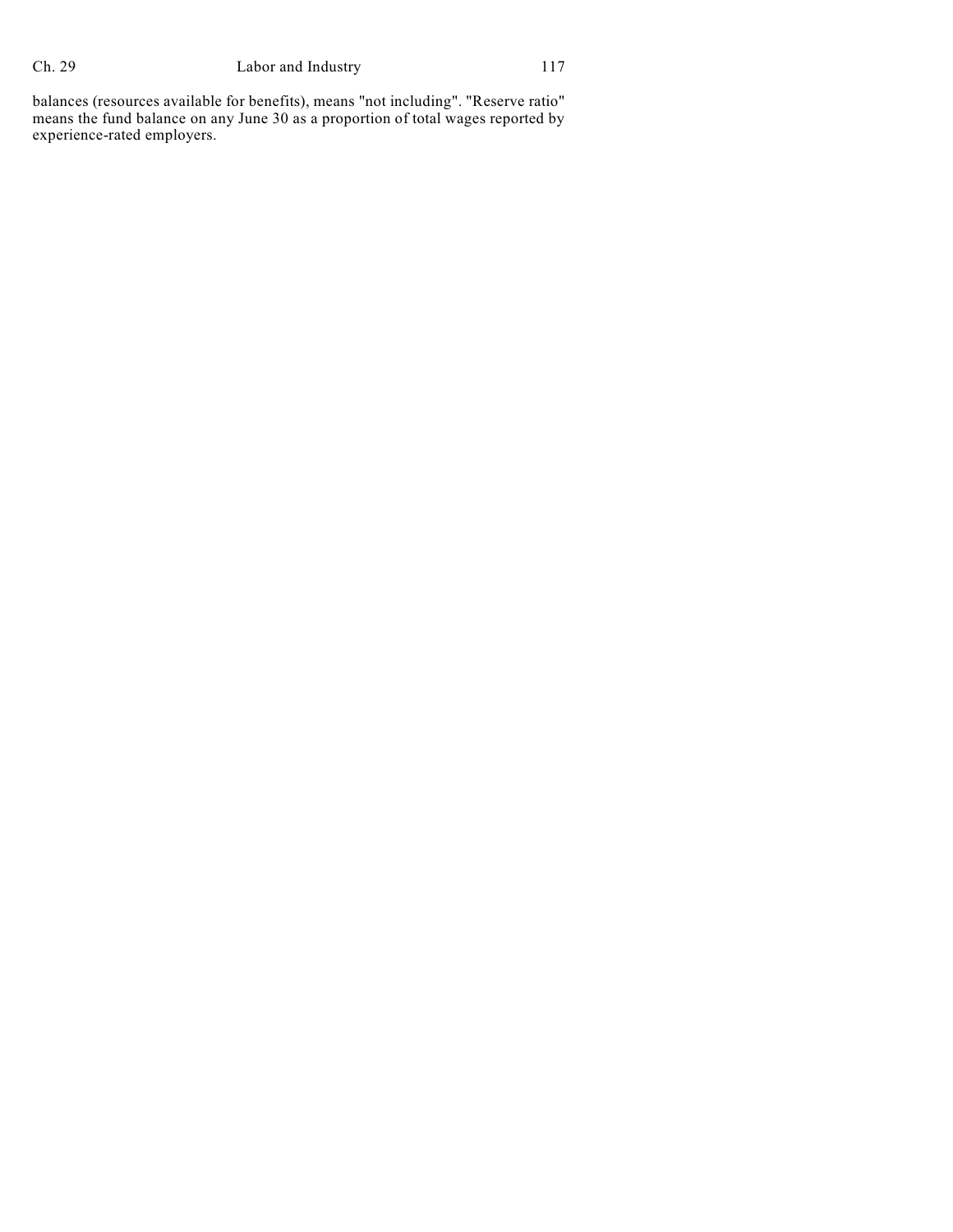balances (resources available for benefits), means "not including". "Reserve ratio" means the fund balance on any June 30 as a proportion of total wages reported by experience-rated employers.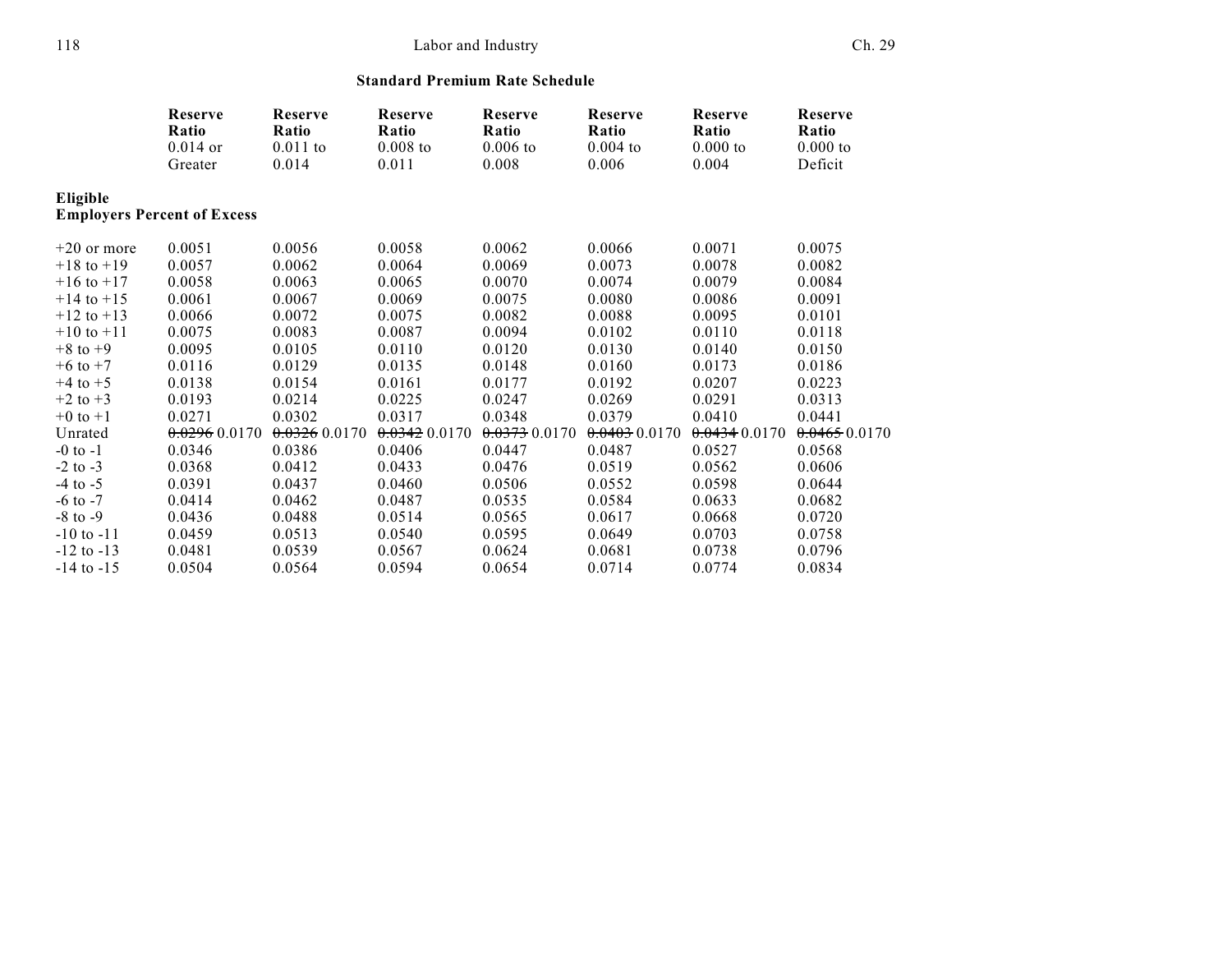### Standard Premium Rate Schedule

| Eligible Employers Percent of Excess | Reserve Ratio 0.014 or Greater | Reserve Ratio 0.011 to 0.014 | Reserve Ratio 0.008 to 0.011 | Reserve Ratio 0.006 to 0.008 | Reserve Ratio 0.004 to 0.006 | Reserve Ratio 0.000 to 0.004 | Reserve Ratio 0.000 to Deficit |
|---|---|---|---|---|---|---|---|
| +20 or more | 0.0051 | 0.0056 | 0.0058 | 0.0062 | 0.0066 | 0.0071 | 0.0075 |
| +18 to +19 | 0.0057 | 0.0062 | 0.0064 | 0.0069 | 0.0073 | 0.0078 | 0.0082 |
| +16 to +17 | 0.0058 | 0.0063 | 0.0065 | 0.0070 | 0.0074 | 0.0079 | 0.0084 |
| +14 to +15 | 0.0061 | 0.0067 | 0.0069 | 0.0075 | 0.0080 | 0.0086 | 0.0091 |
| +12 to +13 | 0.0066 | 0.0072 | 0.0075 | 0.0082 | 0.0088 | 0.0095 | 0.0101 |
| +10 to +11 | 0.0075 | 0.0083 | 0.0087 | 0.0094 | 0.0102 | 0.0110 | 0.0118 |
| +8 to +9 | 0.0095 | 0.0105 | 0.0110 | 0.0120 | 0.0130 | 0.0140 | 0.0150 |
| +6 to +7 | 0.0116 | 0.0129 | 0.0135 | 0.0148 | 0.0160 | 0.0173 | 0.0186 |
| +4 to +5 | 0.0138 | 0.0154 | 0.0161 | 0.0177 | 0.0192 | 0.0207 | 0.0223 |
| +2 to +3 | 0.0193 | 0.0214 | 0.0225 | 0.0247 | 0.0269 | 0.0291 | 0.0313 |
| +0 to +1 | 0.0271 | 0.0302 | 0.0317 | 0.0348 | 0.0379 | 0.0410 | 0.0441 |
| Unrated | ~~0.0296~~ 0.0170 | ~~0.0326~~ 0.0170 | ~~0.0342~~ 0.0170 | ~~0.0373~~ 0.0170 | ~~0.0403~~ 0.0170 | ~~0.0434~~ 0.0170 | ~~0.0465~~ 0.0170 |
| -0 to -1 | 0.0346 | 0.0386 | 0.0406 | 0.0447 | 0.0487 | 0.0527 | 0.0568 |
| -2 to -3 | 0.0368 | 0.0412 | 0.0433 | 0.0476 | 0.0519 | 0.0562 | 0.0606 |
| -4 to -5 | 0.0391 | 0.0437 | 0.0460 | 0.0506 | 0.0552 | 0.0598 | 0.0644 |
| -6 to -7 | 0.0414 | 0.0462 | 0.0487 | 0.0535 | 0.0584 | 0.0633 | 0.0682 |
| -8 to -9 | 0.0436 | 0.0488 | 0.0514 | 0.0565 | 0.0617 | 0.0668 | 0.0720 |
| -10 to -11 | 0.0459 | 0.0513 | 0.0540 | 0.0595 | 0.0649 | 0.0703 | 0.0758 |
| -12 to -13 | 0.0481 | 0.0539 | 0.0567 | 0.0624 | 0.0681 | 0.0738 | 0.0796 |
| -14 to -15 | 0.0504 | 0.0564 | 0.0594 | 0.0654 | 0.0714 | 0.0774 | 0.0834 |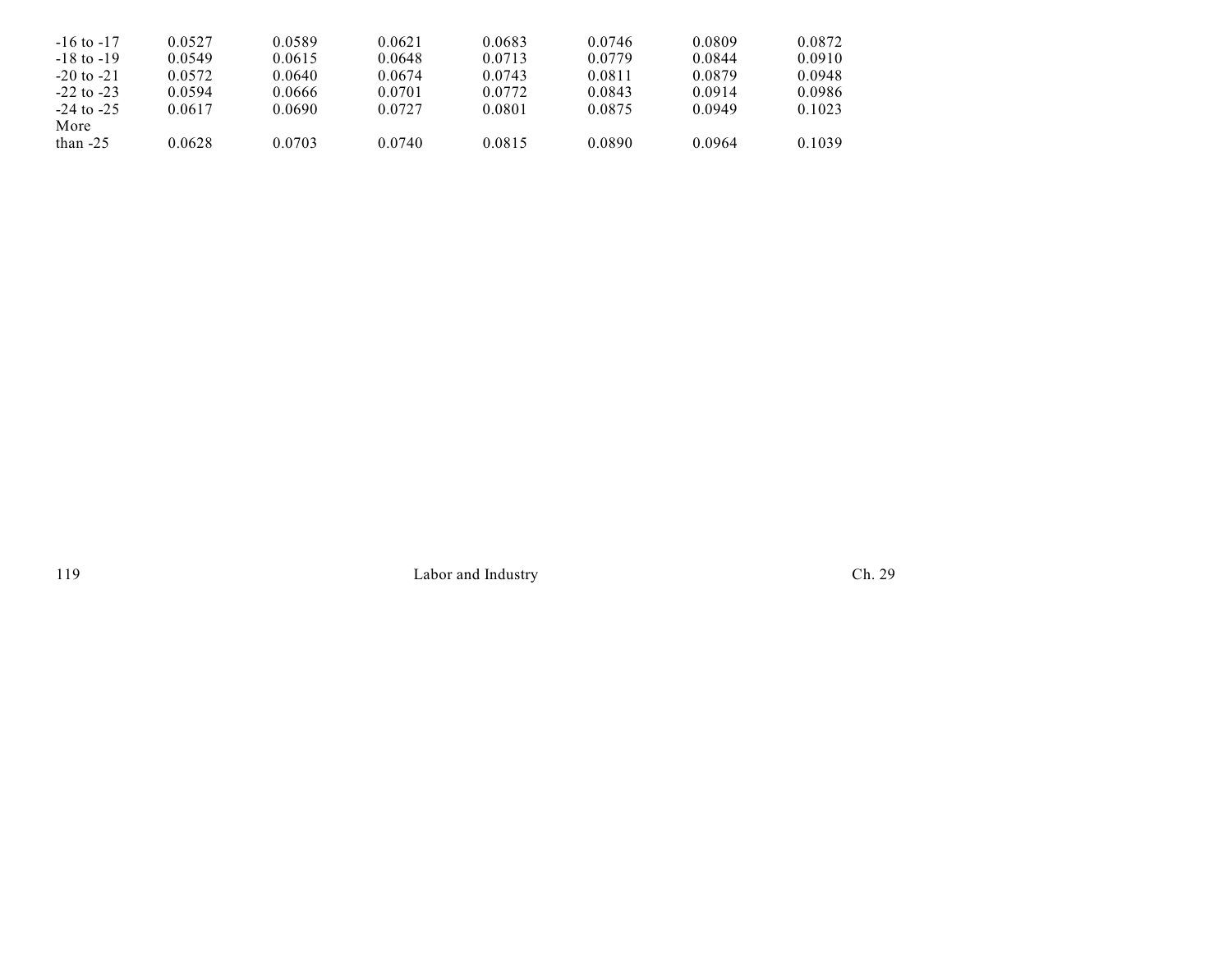| | | | | | | | |
|---|---|---|---|---|---|---|---|
| -16 to -17 | 0.0527 | 0.0589 | 0.0621 | 0.0683 | 0.0746 | 0.0809 | 0.0872 |
| -18 to -19 | 0.0549 | 0.0615 | 0.0648 | 0.0713 | 0.0779 | 0.0844 | 0.0910 |
| -20 to -21 | 0.0572 | 0.0640 | 0.0674 | 0.0743 | 0.0811 | 0.0879 | 0.0948 |
| -22 to -23 | 0.0594 | 0.0666 | 0.0701 | 0.0772 | 0.0843 | 0.0914 | 0.0986 |
| -24 to -25 | 0.0617 | 0.0690 | 0.0727 | 0.0801 | 0.0875 | 0.0949 | 0.1023 |
| More than -25 | 0.0628 | 0.0703 | 0.0740 | 0.0815 | 0.0890 | 0.0964 | 0.1039 |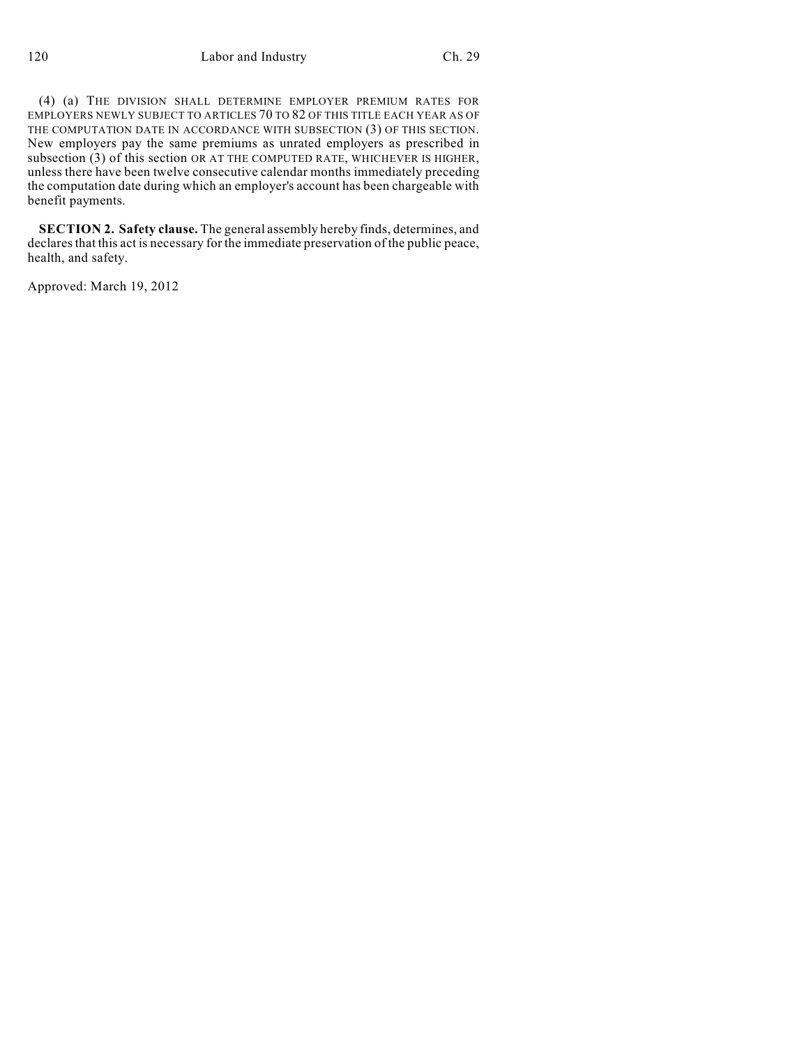(4) (a) THE DIVISION SHALL DETERMINE EMPLOYER PREMIUM RATES FOR EMPLOYERS NEWLY SUBJECT TO ARTICLES 70 TO 82 OF THIS TITLE EACH YEAR AS OF THE COMPUTATION DATE IN ACCORDANCE WITH SUBSECTION (3) OF THIS SECTION. New employers pay the same premiums as unrated employers as prescribed in subsection (3) of this section OR AT THE COMPUTED RATE, WHICHEVER IS HIGHER, unless there have been twelve consecutive calendar months immediately preceding the computation date during which an employer's account has been chargeable with benefit payments.

**SECTION 2. Safety clause.** The general assembly hereby finds, determines, and declares that this act is necessary for the immediate preservation of the public peace, health, and safety.

Approved: March 19, 2012